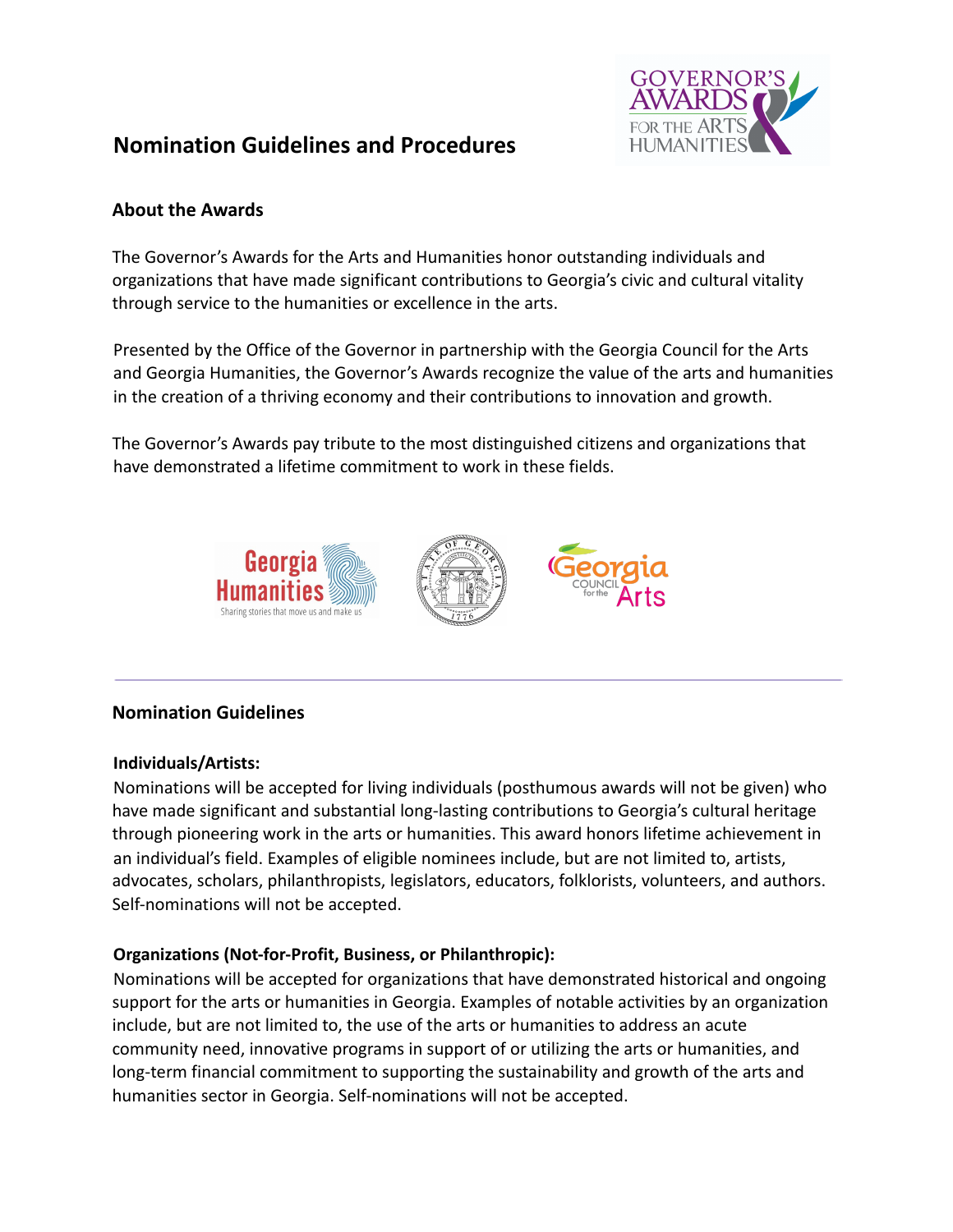# Nomination Guidelines and Procedures

## About the Awards

The Governor's Awards for the Arts and Humanities honor outstanding individuals and organizations that have made significant contributions to Georgia's civic and cultural vitality through service to the humanities or excellence in the arts.

Presented by the Office of the Governor in partnership with the Georgia Council for the Arts and Georgia Humanities, the Governor's Awards recognize the value of the arts and humanities in the creation of a thriving economy and their contributions to innovation and growth.

The Governor's Awards pay tribute to the most distinguished citizens and organizations that have demonstrated a lifetime commitment to work in these fields.

---

## Nomination Guidelines

**Individuals/Artists:**

Nominations will be accepted for living individuals (posthumous awards will not be given) who have made significant and substantial long-lasting contributions to Georgia's cultural heritage through pioneering work in the arts or humanities. This award honors lifetime achievement in an individual's field. Examples of eligible nominees include, but are not limited to, artists, advocates, scholars, philanthropists, legislators, educators, folklorists, volunteers, and authors. Self-nominations will not be accepted.

**Organizations (Not-for-Profit, Business, or Philanthropic):**

Nominations will be accepted for organizations that have demonstrated historical and ongoing support for the arts or humanities in Georgia. Examples of notable activities by an organization include, but are not limited to, the use of the arts or humanities to address an acute community need, innovative programs in support of or utilizing the arts or humanities, and long-term financial commitment to supporting the sustainability and growth of the arts and humanities sector in Georgia. Self-nominations will not be accepted.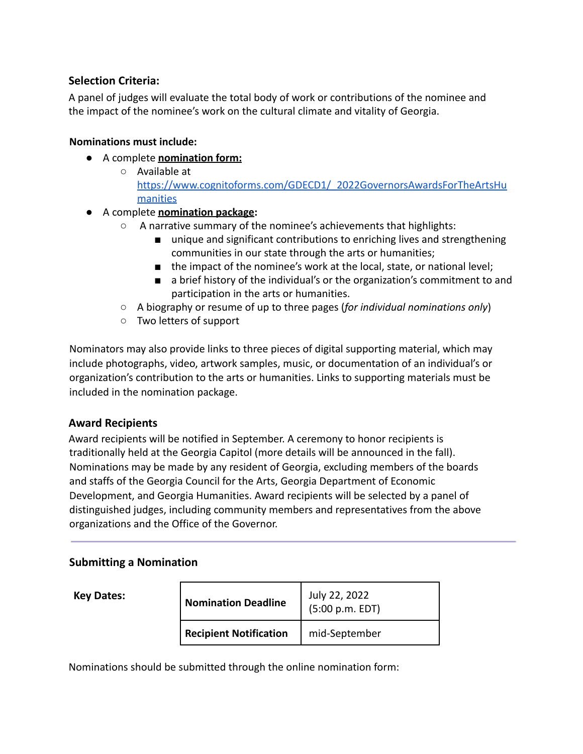### Selection Criteria:

A panel of judges will evaluate the total body of work or contributions of the nominee and the impact of the nominee's work on the cultural climate and vitality of Georgia.

**Nominations must include:**

- A complete **nomination form:**
  - Available at https://www.cognitoforms.com/GDECD1/_2022GovernorsAwardsForTheArtsHumanities
- A complete **nomination package**:
  - A narrative summary of the nominee's achievements that highlights:
    - unique and significant contributions to enriching lives and strengthening communities in our state through the arts or humanities;
    - the impact of the nominee's work at the local, state, or national level;
    - a brief history of the individual's or the organization's commitment to and participation in the arts or humanities.
  - A biography or resume of up to three pages (*for individual nominations only*)
  - Two letters of support

Nominators may also provide links to three pieces of digital supporting material, which may include photographs, video, artwork samples, music, or documentation of an individual's or organization's contribution to the arts or humanities. Links to supporting materials must be included in the nomination package.

### Award Recipients

Award recipients will be notified in September. A ceremony to honor recipients is traditionally held at the Georgia Capitol (more details will be announced in the fall). Nominations may be made by any resident of Georgia, excluding members of the boards and staffs of the Georgia Council for the Arts, Georgia Department of Economic Development, and Georgia Humanities. Award recipients will be selected by a panel of distinguished judges, including community members and representatives from the above organizations and the Office of the Governor.

---

### Submitting a Nomination

**Key Dates:**

| | |
|---|---|
| **Nomination Deadline** | July 22, 2022 (5:00 p.m. EDT) |
| **Recipient Notification** | mid-September |

Nominations should be submitted through the online nomination form: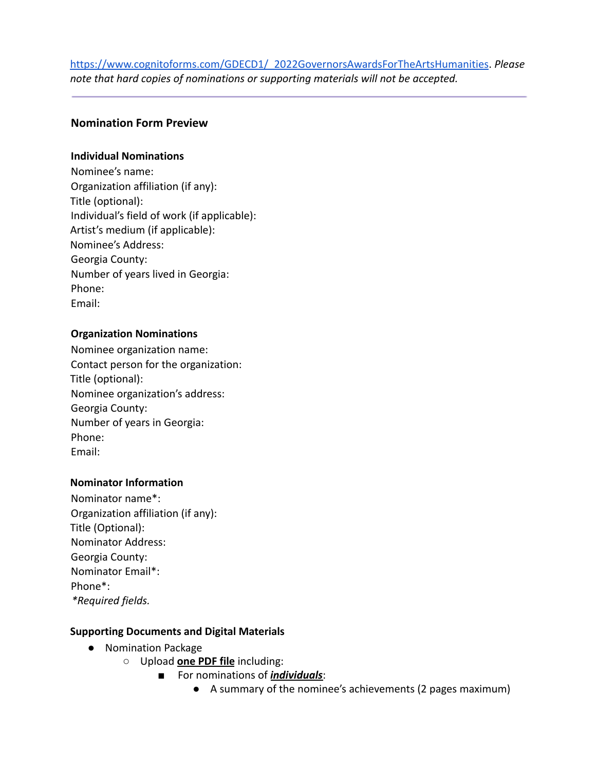https://www.cognitoforms.com/GDECD1/_2022GovernorsAwardsForTheArtsHumanities. *Please note that hard copies of nominations or supporting materials will not be accepted.*

---

### Nomination Form Preview

**Individual Nominations**

Nominee's name:
Organization affiliation (if any):
Title (optional):
Individual's field of work (if applicable):
Artist's medium (if applicable):
Nominee's Address:
Georgia County:
Number of years lived in Georgia:
Phone:
Email:

**Organization Nominations**

Nominee organization name:
Contact person for the organization:
Title (optional):
Nominee organization's address:
Georgia County:
Number of years in Georgia:
Phone:
Email:

**Nominator Information**

Nominator name*:
Organization affiliation (if any):
Title (Optional):
Nominator Address:
Georgia County:
Nominator Email*:
Phone*:
*\*Required fields.*

**Supporting Documents and Digital Materials**

- Nomination Package
  - Upload **one PDF file** including:
    - For nominations of ***individuals***:
      - A summary of the nominee's achievements (2 pages maximum)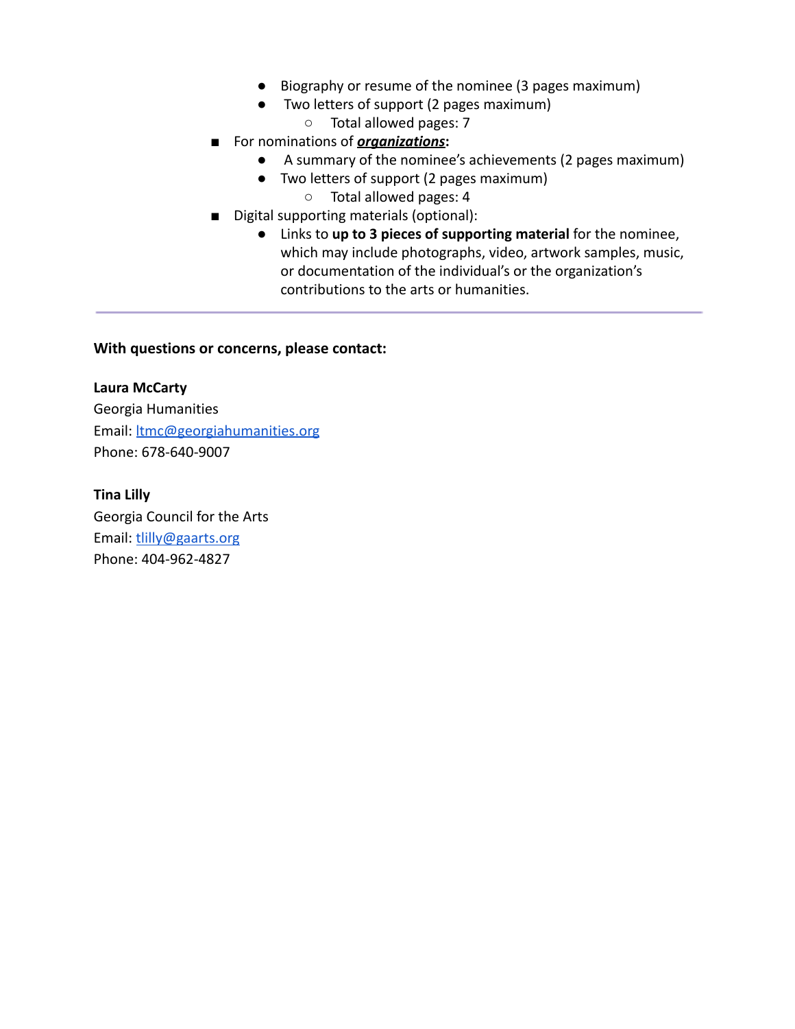- Biography or resume of the nominee (3 pages maximum)
    - Two letters of support (2 pages maximum)
      - Total allowed pages: 7
  - For nominations of ***organizations***:
    - A summary of the nominee's achievements (2 pages maximum)
    - Two letters of support (2 pages maximum)
      - Total allowed pages: 4
  - Digital supporting materials (optional):
    - Links to **up to 3 pieces of supporting material** for the nominee, which may include photographs, video, artwork samples, music, or documentation of the individual's or the organization's contributions to the arts or humanities.

---

**With questions or concerns, please contact:**

**Laura McCarty**
Georgia Humanities
Email: ltmc@georgiahumanities.org
Phone: 678-640-9007

**Tina Lilly**
Georgia Council for the Arts
Email: tlilly@gaarts.org
Phone: 404-962-4827